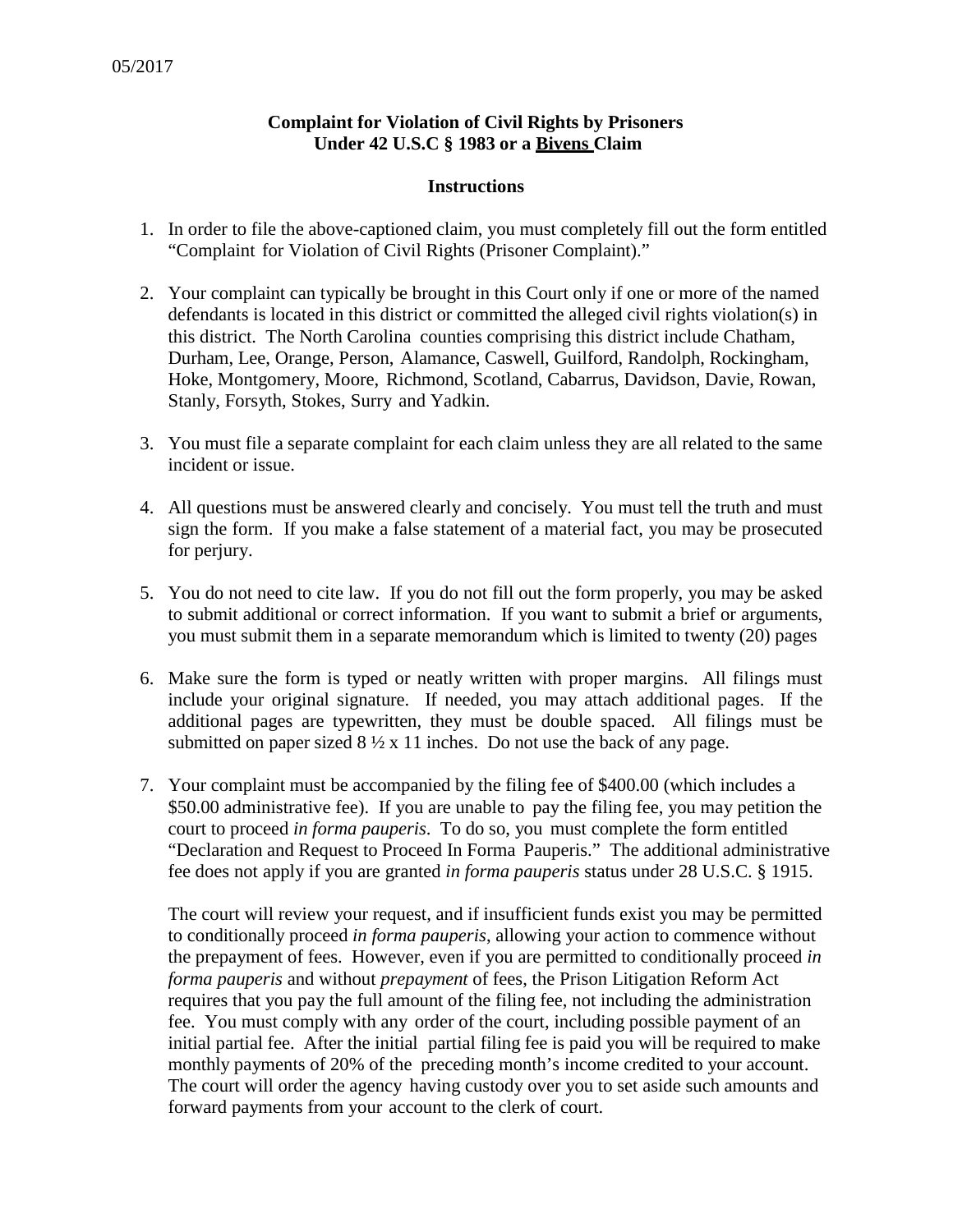05/2017

## Complaint for Violation of Civil Rights by Prisoners Under 42 U.S.C § 1983 or a Bivens Claim

### Instructions

1. In order to file the above-captioned claim, you must completely fill out the form entitled "Complaint for Violation of Civil Rights (Prisoner Complaint)."

2. Your complaint can typically be brought in this Court only if one or more of the named defendants is located in this district or committed the alleged civil rights violation(s) in this district. The North Carolina counties comprising this district include Chatham, Durham, Lee, Orange, Person, Alamance, Caswell, Guilford, Randolph, Rockingham, Hoke, Montgomery, Moore, Richmond, Scotland, Cabarrus, Davidson, Davie, Rowan, Stanly, Forsyth, Stokes, Surry and Yadkin.

3. You must file a separate complaint for each claim unless they are all related to the same incident or issue.

4. All questions must be answered clearly and concisely. You must tell the truth and must sign the form. If you make a false statement of a material fact, you may be prosecuted for perjury.

5. You do not need to cite law. If you do not fill out the form properly, you may be asked to submit additional or correct information. If you want to submit a brief or arguments, you must submit them in a separate memorandum which is limited to twenty (20) pages

6. Make sure the form is typed or neatly written with proper margins. All filings must include your original signature. If needed, you may attach additional pages. If the additional pages are typewritten, they must be double spaced. All filings must be submitted on paper sized 8 ½ x 11 inches. Do not use the back of any page.

7. Your complaint must be accompanied by the filing fee of $400.00 (which includes a $50.00 administrative fee). If you are unable to pay the filing fee, you may petition the court to proceed *in forma pauperis*. To do so, you must complete the form entitled "Declaration and Request to Proceed In Forma Pauperis." The additional administrative fee does not apply if you are granted *in forma pauperis* status under 28 U.S.C. § 1915.

   The court will review your request, and if insufficient funds exist you may be permitted to conditionally proceed *in forma pauperis*, allowing your action to commence without the prepayment of fees. However, even if you are permitted to conditionally proceed *in forma pauperis* and without *prepayment* of fees, the Prison Litigation Reform Act requires that you pay the full amount of the filing fee, not including the administration fee. You must comply with any order of the court, including possible payment of an initial partial fee. After the initial partial filing fee is paid you will be required to make monthly payments of 20% of the preceding month's income credited to your account. The court will order the agency having custody over you to set aside such amounts and forward payments from your account to the clerk of court.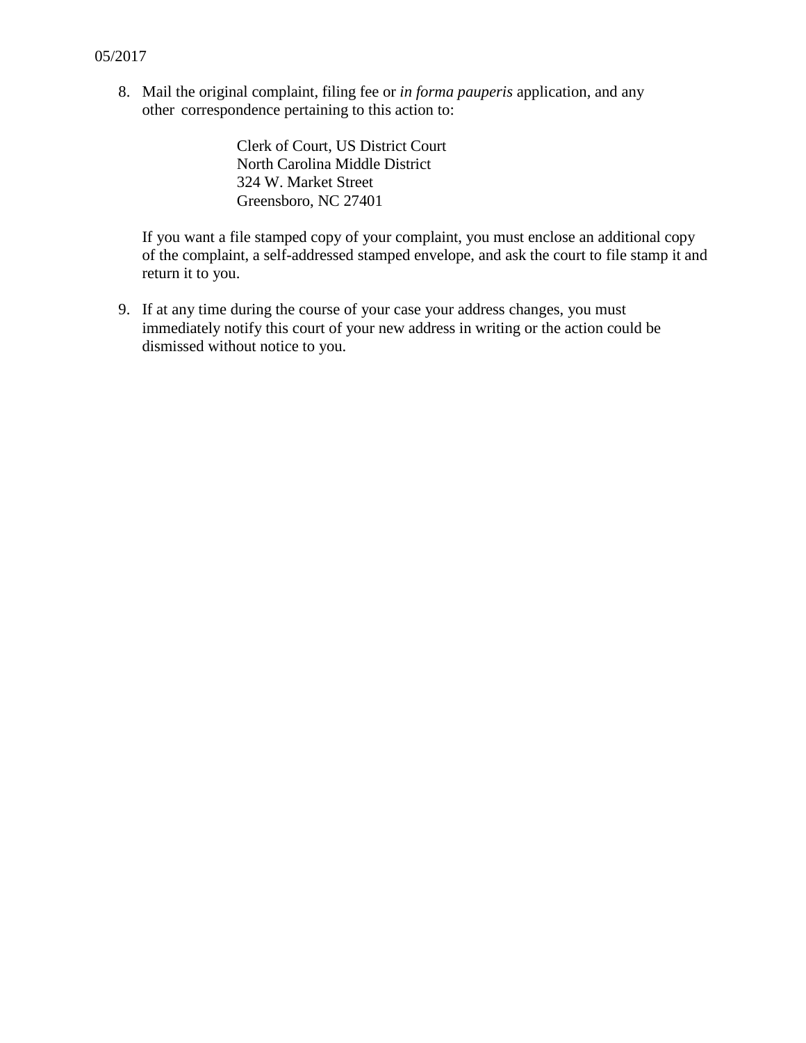8. Mail the original complaint, filing fee or *in forma pauperis* application, and any other correspondence pertaining to this action to:

   Clerk of Court, US District Court
   North Carolina Middle District
   324 W. Market Street
   Greensboro, NC 27401

   If you want a file stamped copy of your complaint, you must enclose an additional copy of the complaint, a self-addressed stamped envelope, and ask the court to file stamp it and return it to you.

9. If at any time during the course of your case your address changes, you must immediately notify this court of your new address in writing or the action could be dismissed without notice to you.